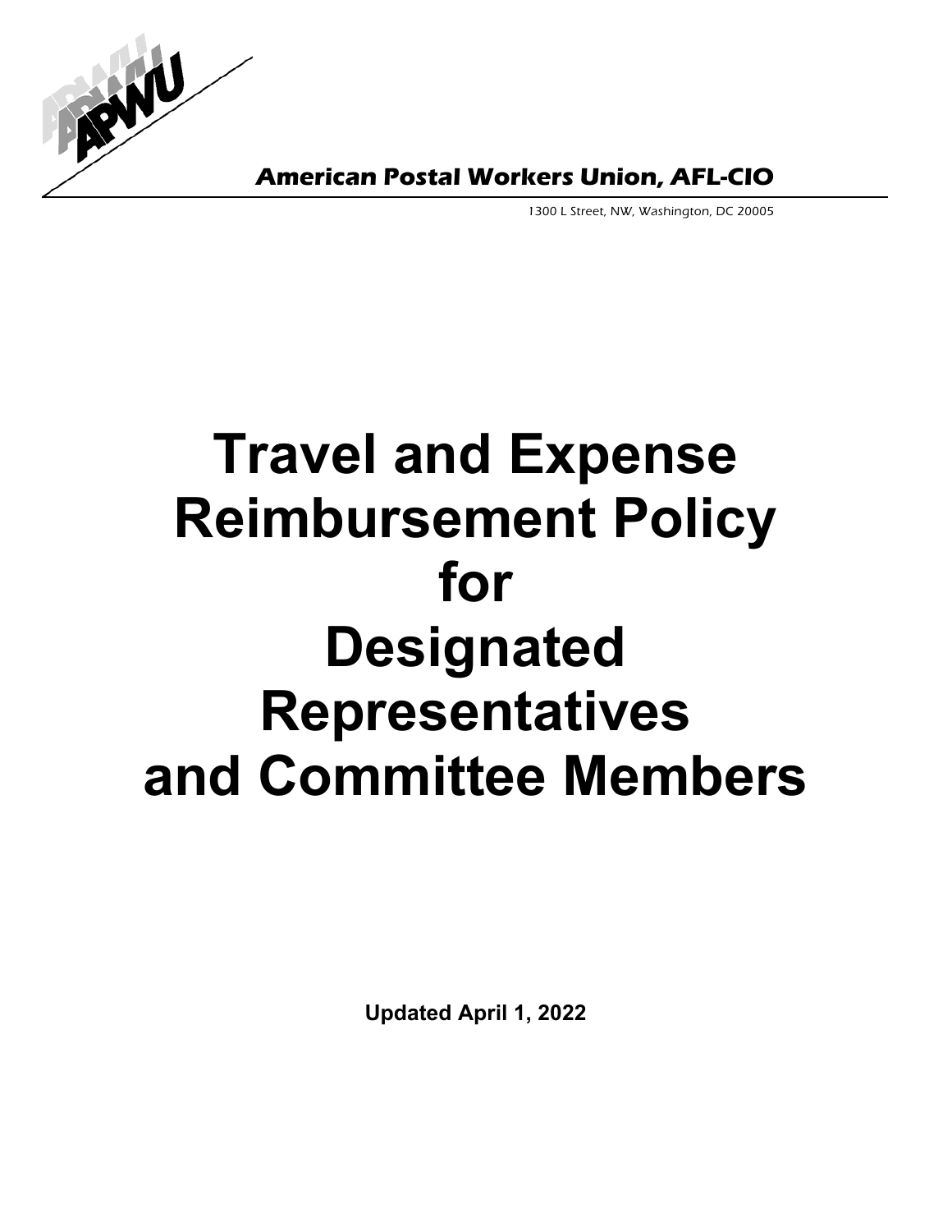**American Postal Workers Union, AFL-CIO**

1300 L Street, NW, Washington, DC 20005

# Travel and Expense Reimbursement Policy for Designated Representatives and Committee Members

**Updated April 1, 2022**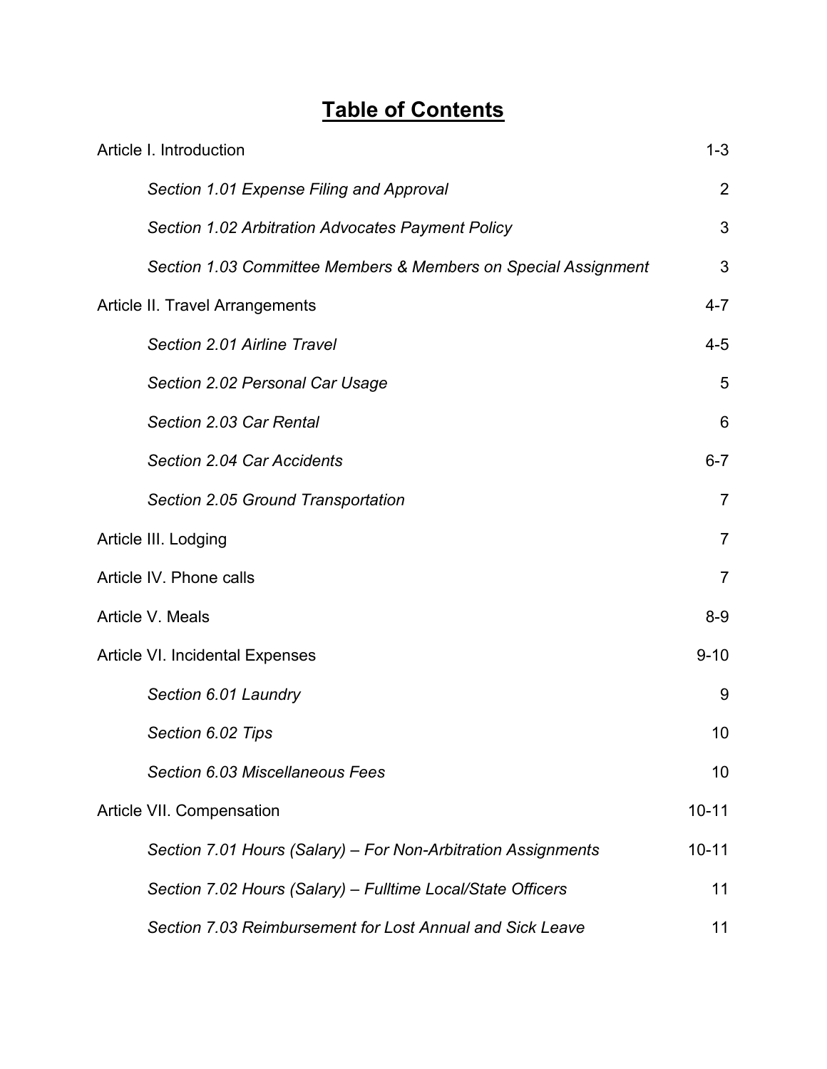# <u>Table of Contents</u>

| | |
|---|---|
| Article I. Introduction | 1-3 |
| *Section 1.01 Expense Filing and Approval* | 2 |
| *Section 1.02 Arbitration Advocates Payment Policy* | 3 |
| *Section 1.03 Committee Members & Members on Special Assignment* | 3 |
| Article II. Travel Arrangements | 4-7 |
| *Section 2.01 Airline Travel* | 4-5 |
| *Section 2.02 Personal Car Usage* | 5 |
| *Section 2.03 Car Rental* | 6 |
| *Section 2.04 Car Accidents* | 6-7 |
| *Section 2.05 Ground Transportation* | 7 |
| Article III. Lodging | 7 |
| Article IV. Phone calls | 7 |
| Article V. Meals | 8-9 |
| Article VI. Incidental Expenses | 9-10 |
| *Section 6.01 Laundry* | 9 |
| *Section 6.02 Tips* | 10 |
| *Section 6.03 Miscellaneous Fees* | 10 |
| Article VII. Compensation | 10-11 |
| *Section 7.01 Hours (Salary) – For Non-Arbitration Assignments* | 10-11 |
| *Section 7.02 Hours (Salary) – Fulltime Local/State Officers* | 11 |
| *Section 7.03 Reimbursement for Lost Annual and Sick Leave* | 11 |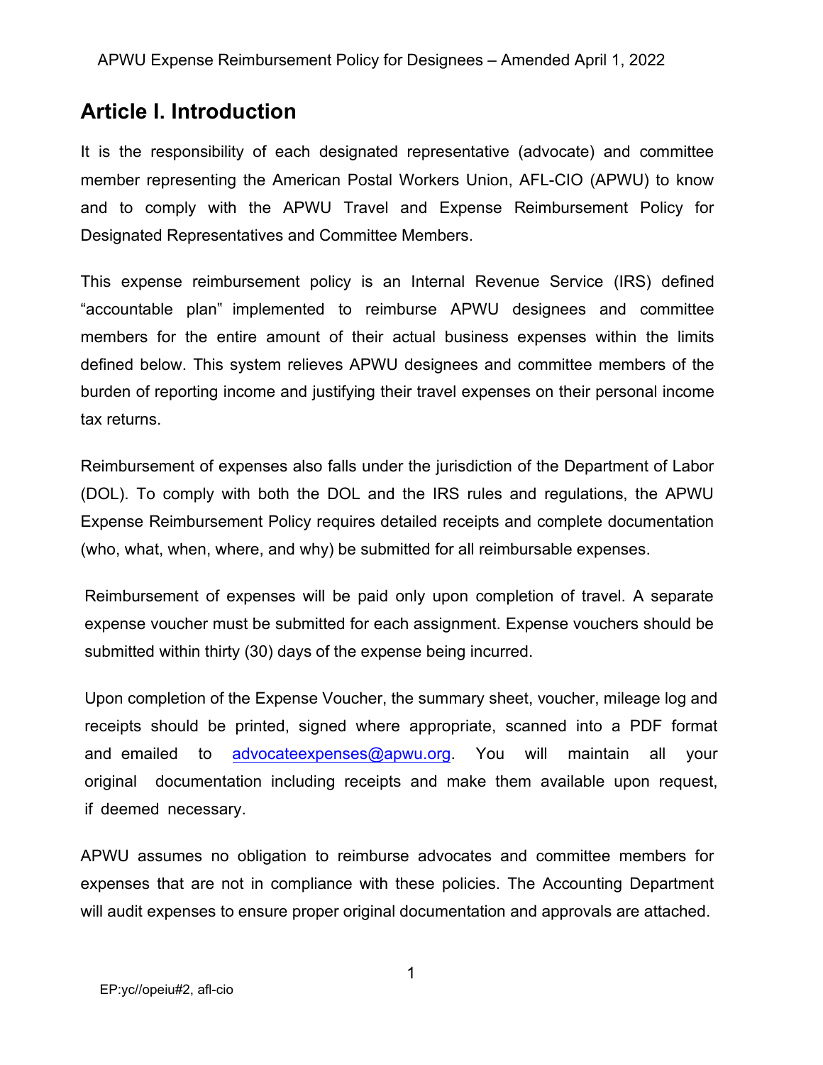# Article I. Introduction

It is the responsibility of each designated representative (advocate) and committee member representing the American Postal Workers Union, AFL-CIO (APWU) to know and to comply with the APWU Travel and Expense Reimbursement Policy for Designated Representatives and Committee Members.

This expense reimbursement policy is an Internal Revenue Service (IRS) defined "accountable plan" implemented to reimburse APWU designees and committee members for the entire amount of their actual business expenses within the limits defined below. This system relieves APWU designees and committee members of the burden of reporting income and justifying their travel expenses on their personal income tax returns.

Reimbursement of expenses also falls under the jurisdiction of the Department of Labor (DOL). To comply with both the DOL and the IRS rules and regulations, the APWU Expense Reimbursement Policy requires detailed receipts and complete documentation (who, what, when, where, and why) be submitted for all reimbursable expenses.

Reimbursement of expenses will be paid only upon completion of travel. A separate expense voucher must be submitted for each assignment. Expense vouchers should be submitted within thirty (30) days of the expense being incurred.

Upon completion of the Expense Voucher, the summary sheet, voucher, mileage log and receipts should be printed, signed where appropriate, scanned into a PDF format and emailed to advocateexpenses@apwu.org. You will maintain all your original documentation including receipts and make them available upon request, if deemed necessary.

APWU assumes no obligation to reimburse advocates and committee members for expenses that are not in compliance with these policies. The Accounting Department will audit expenses to ensure proper original documentation and approvals are attached.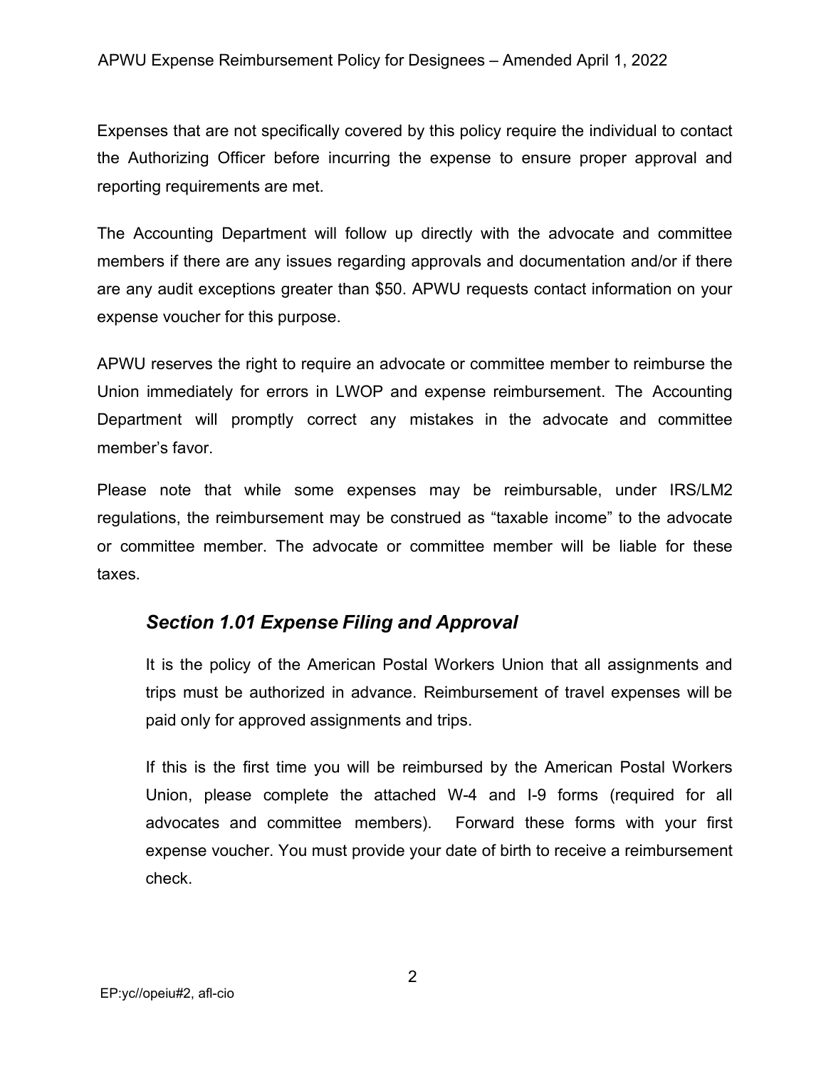Expenses that are not specifically covered by this policy require the individual to contact the Authorizing Officer before incurring the expense to ensure proper approval and reporting requirements are met.

The Accounting Department will follow up directly with the advocate and committee members if there are any issues regarding approvals and documentation and/or if there are any audit exceptions greater than $50. APWU requests contact information on your expense voucher for this purpose.

APWU reserves the right to require an advocate or committee member to reimburse the Union immediately for errors in LWOP and expense reimbursement. The Accounting Department will promptly correct any mistakes in the advocate and committee member's favor.

Please note that while some expenses may be reimbursable, under IRS/LM2 regulations, the reimbursement may be construed as "taxable income" to the advocate or committee member. The advocate or committee member will be liable for these taxes.

## *Section 1.01 Expense Filing and Approval*

It is the policy of the American Postal Workers Union that all assignments and trips must be authorized in advance. Reimbursement of travel expenses will be paid only for approved assignments and trips.

If this is the first time you will be reimbursed by the American Postal Workers Union, please complete the attached W-4 and I-9 forms (required for all advocates and committee members). Forward these forms with your first expense voucher. You must provide your date of birth to receive a reimbursement check.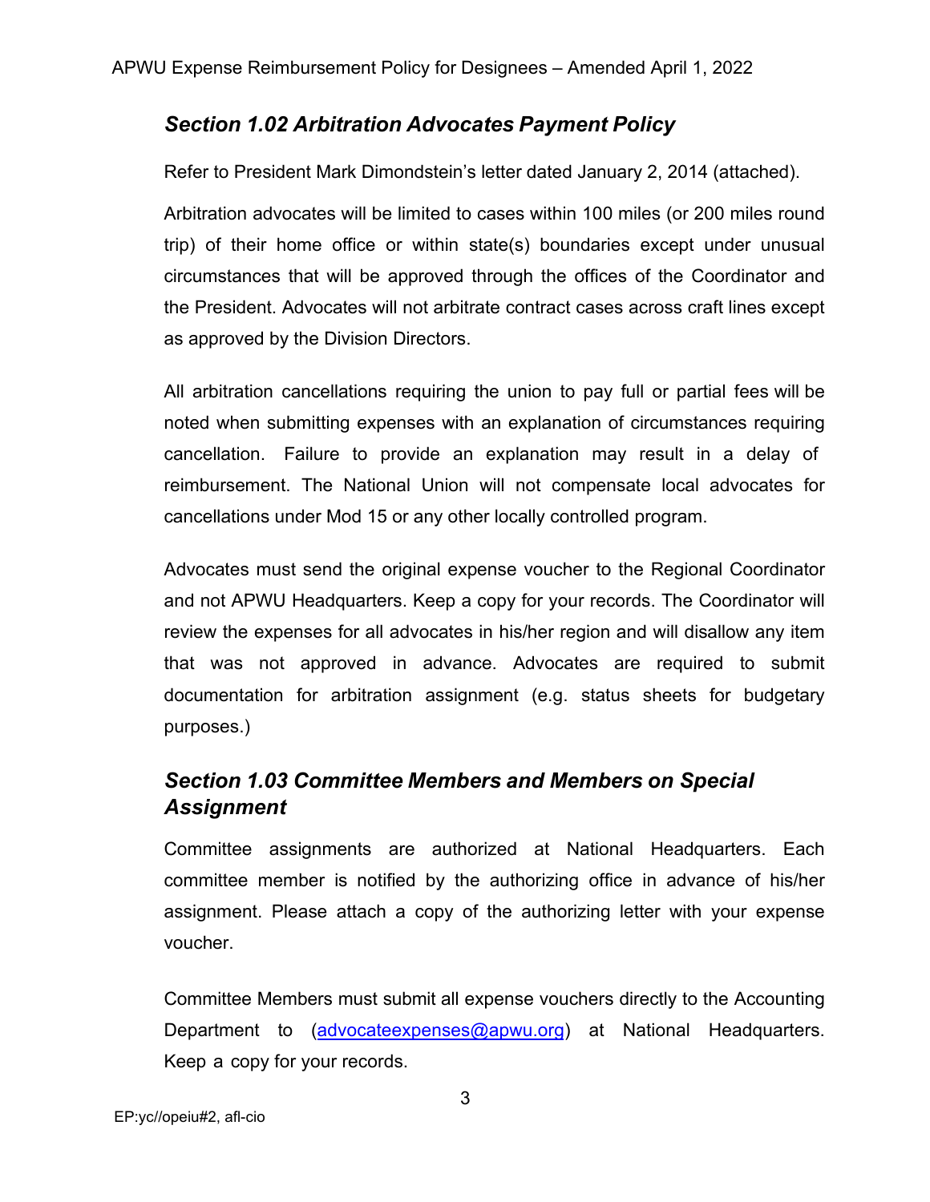## *Section 1.02 Arbitration Advocates Payment Policy*

Refer to President Mark Dimondstein's letter dated January 2, 2014 (attached).

Arbitration advocates will be limited to cases within 100 miles (or 200 miles round trip) of their home office or within state(s) boundaries except under unusual circumstances that will be approved through the offices of the Coordinator and the President. Advocates will not arbitrate contract cases across craft lines except as approved by the Division Directors.

All arbitration cancellations requiring the union to pay full or partial fees will be noted when submitting expenses with an explanation of circumstances requiring cancellation. Failure to provide an explanation may result in a delay of reimbursement. The National Union will not compensate local advocates for cancellations under Mod 15 or any other locally controlled program.

Advocates must send the original expense voucher to the Regional Coordinator and not APWU Headquarters. Keep a copy for your records. The Coordinator will review the expenses for all advocates in his/her region and will disallow any item that was not approved in advance. Advocates are required to submit documentation for arbitration assignment (e.g. status sheets for budgetary purposes.)

## *Section 1.03 Committee Members and Members on Special Assignment*

Committee assignments are authorized at National Headquarters. Each committee member is notified by the authorizing office in advance of his/her assignment. Please attach a copy of the authorizing letter with your expense voucher.

Committee Members must submit all expense vouchers directly to the Accounting Department to (advocateexpenses@apwu.org) at National Headquarters. Keep a copy for your records.

EP:yc//opeiu#2, afl-cio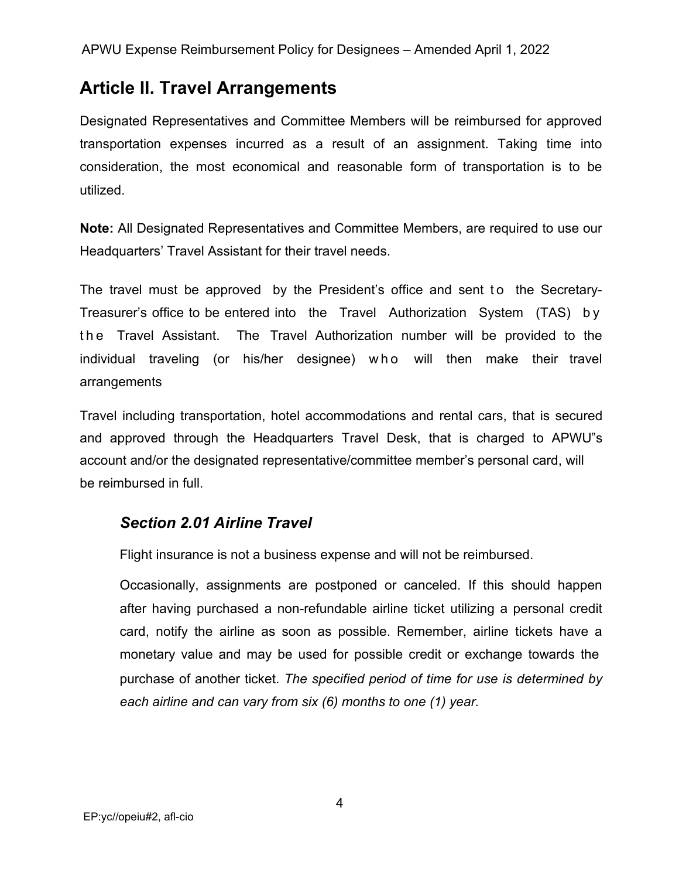# Article II. Travel Arrangements

Designated Representatives and Committee Members will be reimbursed for approved transportation expenses incurred as a result of an assignment. Taking time into consideration, the most economical and reasonable form of transportation is to be utilized.

**Note:** All Designated Representatives and Committee Members, are required to use our Headquarters' Travel Assistant for their travel needs.

The travel must be approved by the President's office and sent to the Secretary-Treasurer's office to be entered into the Travel Authorization System (TAS) by the Travel Assistant. The Travel Authorization number will be provided to the individual traveling (or his/her designee) who will then make their travel arrangements

Travel including transportation, hotel accommodations and rental cars, that is secured and approved through the Headquarters Travel Desk, that is charged to APWU"s account and/or the designated representative/committee member's personal card, will be reimbursed in full.

## *Section 2.01 Airline Travel*

Flight insurance is not a business expense and will not be reimbursed.

Occasionally, assignments are postponed or canceled. If this should happen after having purchased a non-refundable airline ticket utilizing a personal credit card, notify the airline as soon as possible. Remember, airline tickets have a monetary value and may be used for possible credit or exchange towards the purchase of another ticket. *The specified period of time for use is determined by each airline and can vary from six (6) months to one (1) year.*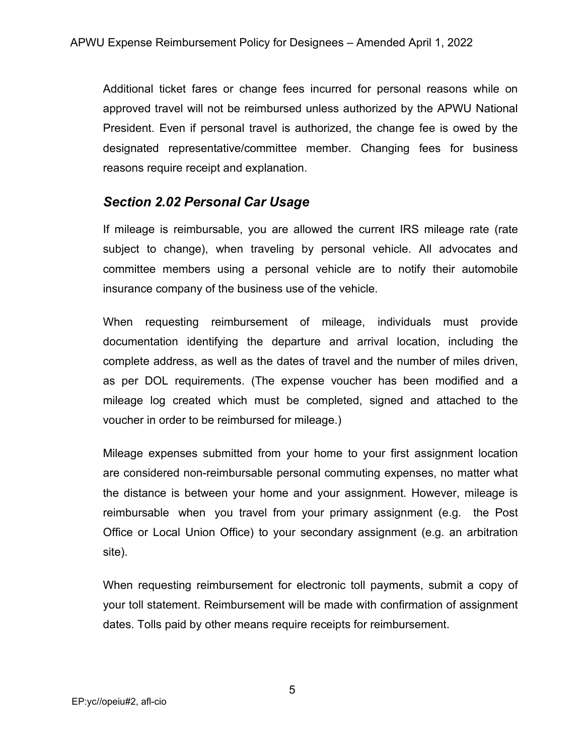Additional ticket fares or change fees incurred for personal reasons while on approved travel will not be reimbursed unless authorized by the APWU National President. Even if personal travel is authorized, the change fee is owed by the designated representative/committee member. Changing fees for business reasons require receipt and explanation.

## *Section 2.02 Personal Car Usage*

If mileage is reimbursable, you are allowed the current IRS mileage rate (rate subject to change), when traveling by personal vehicle. All advocates and committee members using a personal vehicle are to notify their automobile insurance company of the business use of the vehicle.

When requesting reimbursement of mileage, individuals must provide documentation identifying the departure and arrival location, including the complete address, as well as the dates of travel and the number of miles driven, as per DOL requirements. (The expense voucher has been modified and a mileage log created which must be completed, signed and attached to the voucher in order to be reimbursed for mileage.)

Mileage expenses submitted from your home to your first assignment location are considered non-reimbursable personal commuting expenses, no matter what the distance is between your home and your assignment. However, mileage is reimbursable when you travel from your primary assignment (e.g. the Post Office or Local Union Office) to your secondary assignment (e.g. an arbitration site).

When requesting reimbursement for electronic toll payments, submit a copy of your toll statement. Reimbursement will be made with confirmation of assignment dates. Tolls paid by other means require receipts for reimbursement.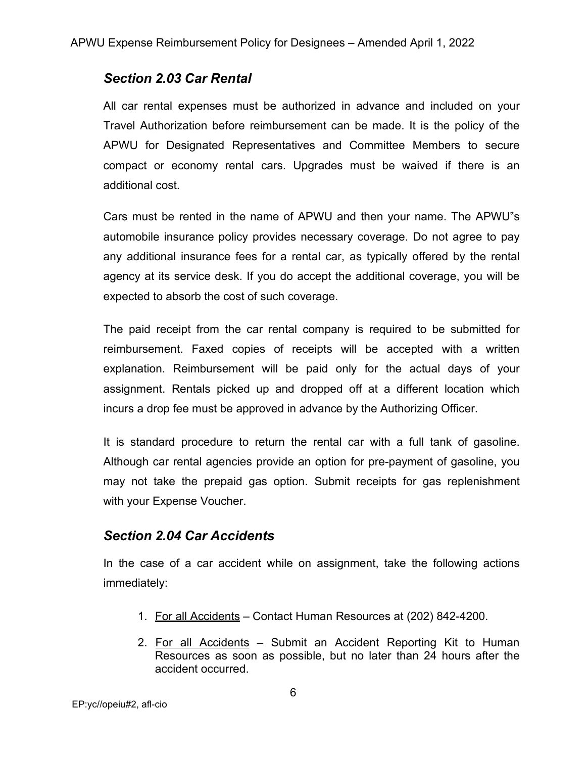### *Section 2.03 Car Rental*

All car rental expenses must be authorized in advance and included on your Travel Authorization before reimbursement can be made. It is the policy of the APWU for Designated Representatives and Committee Members to secure compact or economy rental cars. Upgrades must be waived if there is an additional cost.

Cars must be rented in the name of APWU and then your name. The APWU‟s automobile insurance policy provides necessary coverage. Do not agree to pay any additional insurance fees for a rental car, as typically offered by the rental agency at its service desk. If you do accept the additional coverage, you will be expected to absorb the cost of such coverage.

The paid receipt from the car rental company is required to be submitted for reimbursement. Faxed copies of receipts will be accepted with a written explanation. Reimbursement will be paid only for the actual days of your assignment. Rentals picked up and dropped off at a different location which incurs a drop fee must be approved in advance by the Authorizing Officer.

It is standard procedure to return the rental car with a full tank of gasoline. Although car rental agencies provide an option for pre-payment of gasoline, you may not take the prepaid gas option. Submit receipts for gas replenishment with your Expense Voucher.

### *Section 2.04 Car Accidents*

In the case of a car accident while on assignment, take the following actions immediately:

1. <u>For all Accidents</u> – Contact Human Resources at (202) 842-4200.
2. <u>For all Accidents</u> – Submit an Accident Reporting Kit to Human Resources as soon as possible, but no later than 24 hours after the accident occurred.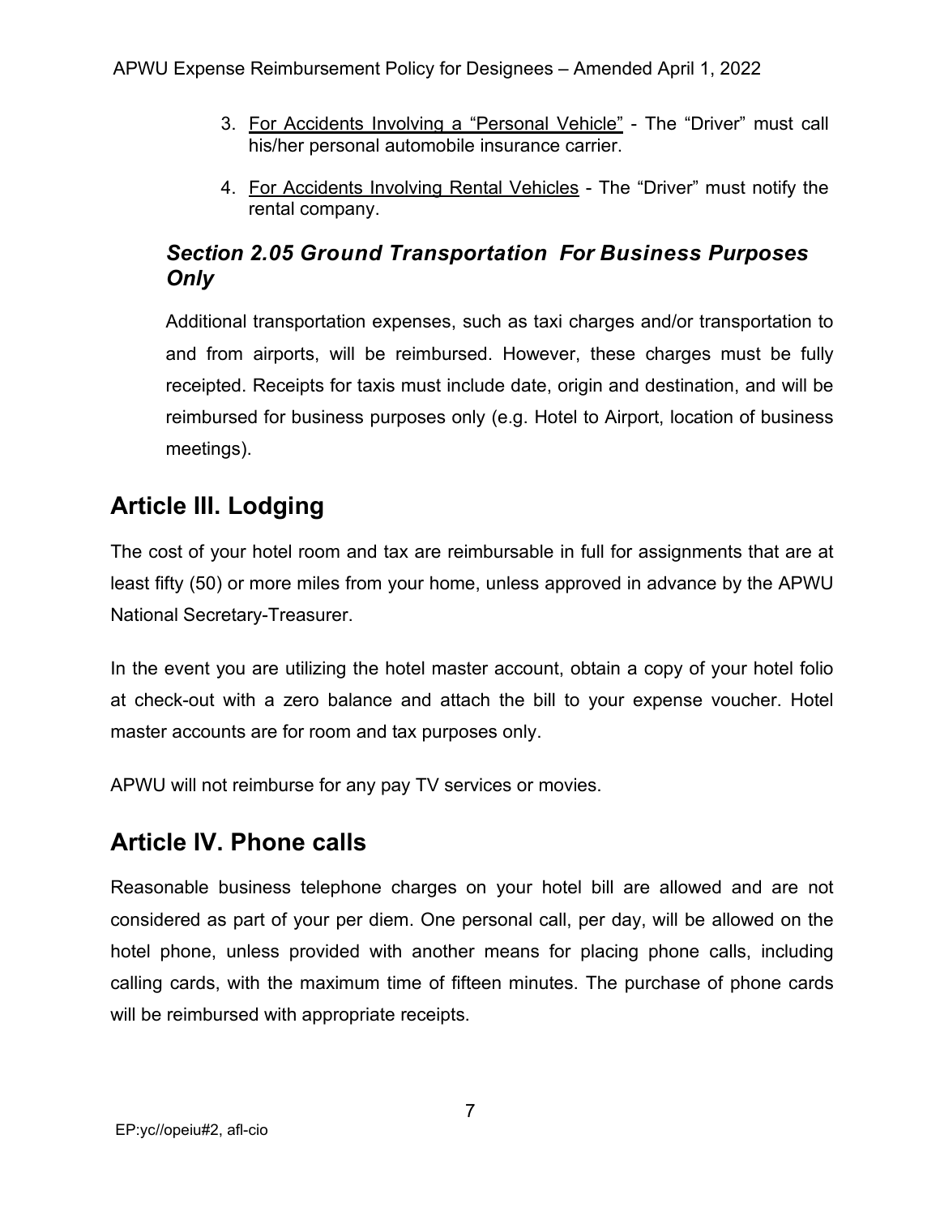3. <u>For Accidents Involving a "Personal Vehicle"</u> - The "Driver" must call his/her personal automobile insurance carrier.

4. <u>For Accidents Involving Rental Vehicles</u> - The "Driver" must notify the rental company.

### *Section 2.05 Ground Transportation For Business Purposes Only*

Additional transportation expenses, such as taxi charges and/or transportation to and from airports, will be reimbursed. However, these charges must be fully receipted. Receipts for taxis must include date, origin and destination, and will be reimbursed for business purposes only (e.g. Hotel to Airport, location of business meetings).

## Article III. Lodging

The cost of your hotel room and tax are reimbursable in full for assignments that are at least fifty (50) or more miles from your home, unless approved in advance by the APWU National Secretary-Treasurer.

In the event you are utilizing the hotel master account, obtain a copy of your hotel folio at check-out with a zero balance and attach the bill to your expense voucher. Hotel master accounts are for room and tax purposes only.

APWU will not reimburse for any pay TV services or movies.

## Article IV. Phone calls

Reasonable business telephone charges on your hotel bill are allowed and are not considered as part of your per diem. One personal call, per day, will be allowed on the hotel phone, unless provided with another means for placing phone calls, including calling cards, with the maximum time of fifteen minutes. The purchase of phone cards will be reimbursed with appropriate receipts.

EP:yc//opeiu#2, afl-cio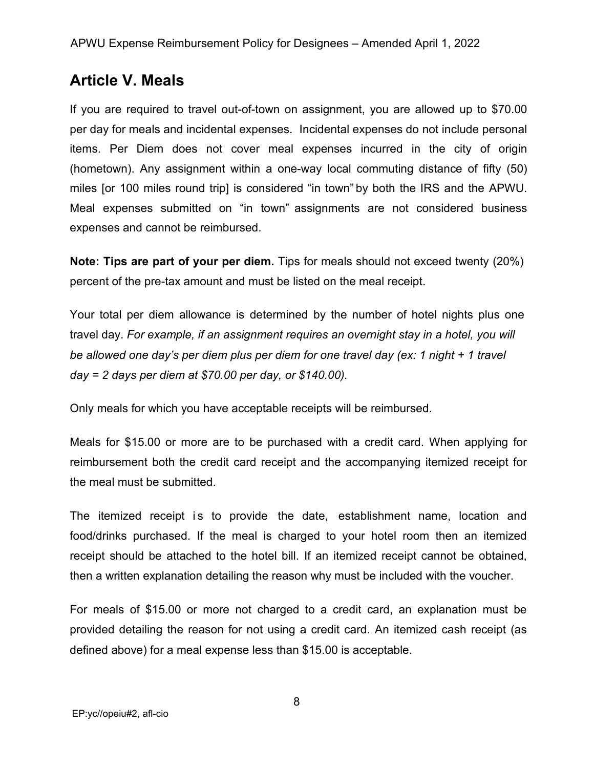## Article V. Meals

If you are required to travel out-of-town on assignment, you are allowed up to $70.00 per day for meals and incidental expenses. Incidental expenses do not include personal items. Per Diem does not cover meal expenses incurred in the city of origin (hometown). Any assignment within a one-way local commuting distance of fifty (50) miles [or 100 miles round trip] is considered "in town" by both the IRS and the APWU. Meal expenses submitted on "in town" assignments are not considered business expenses and cannot be reimbursed.

**Note: Tips are part of your per diem.** Tips for meals should not exceed twenty (20%) percent of the pre-tax amount and must be listed on the meal receipt.

Your total per diem allowance is determined by the number of hotel nights plus one travel day. *For example, if an assignment requires an overnight stay in a hotel, you will be allowed one day's per diem plus per diem for one travel day (ex: 1 night + 1 travel day = 2 days per diem at $70.00 per day, or $140.00).*

Only meals for which you have acceptable receipts will be reimbursed.

Meals for $15.00 or more are to be purchased with a credit card. When applying for reimbursement both the credit card receipt and the accompanying itemized receipt for the meal must be submitted.

The itemized receipt is to provide the date, establishment name, location and food/drinks purchased. If the meal is charged to your hotel room then an itemized receipt should be attached to the hotel bill. If an itemized receipt cannot be obtained, then a written explanation detailing the reason why must be included with the voucher.

For meals of $15.00 or more not charged to a credit card, an explanation must be provided detailing the reason for not using a credit card. An itemized cash receipt (as defined above) for a meal expense less than $15.00 is acceptable.

EP:yc//opeiu#2, afl-cio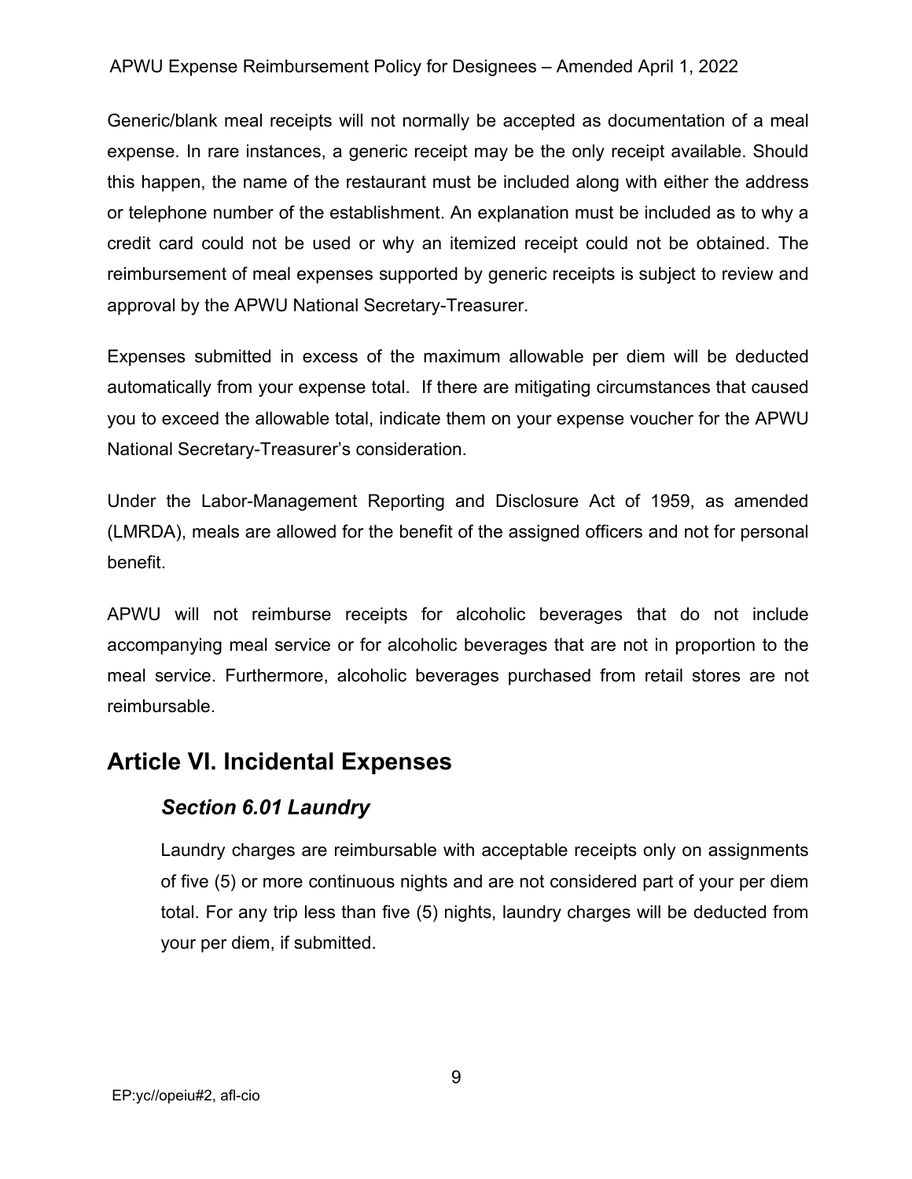Generic/blank meal receipts will not normally be accepted as documentation of a meal expense. In rare instances, a generic receipt may be the only receipt available. Should this happen, the name of the restaurant must be included along with either the address or telephone number of the establishment. An explanation must be included as to why a credit card could not be used or why an itemized receipt could not be obtained. The reimbursement of meal expenses supported by generic receipts is subject to review and approval by the APWU National Secretary-Treasurer.

Expenses submitted in excess of the maximum allowable per diem will be deducted automatically from your expense total. If there are mitigating circumstances that caused you to exceed the allowable total, indicate them on your expense voucher for the APWU National Secretary-Treasurer's consideration.

Under the Labor-Management Reporting and Disclosure Act of 1959, as amended (LMRDA), meals are allowed for the benefit of the assigned officers and not for personal benefit.

APWU will not reimburse receipts for alcoholic beverages that do not include accompanying meal service or for alcoholic beverages that are not in proportion to the meal service. Furthermore, alcoholic beverages purchased from retail stores are not reimbursable.

## Article VI. Incidental Expenses

### *Section 6.01 Laundry*

Laundry charges are reimbursable with acceptable receipts only on assignments of five (5) or more continuous nights and are not considered part of your per diem total. For any trip less than five (5) nights, laundry charges will be deducted from your per diem, if submitted.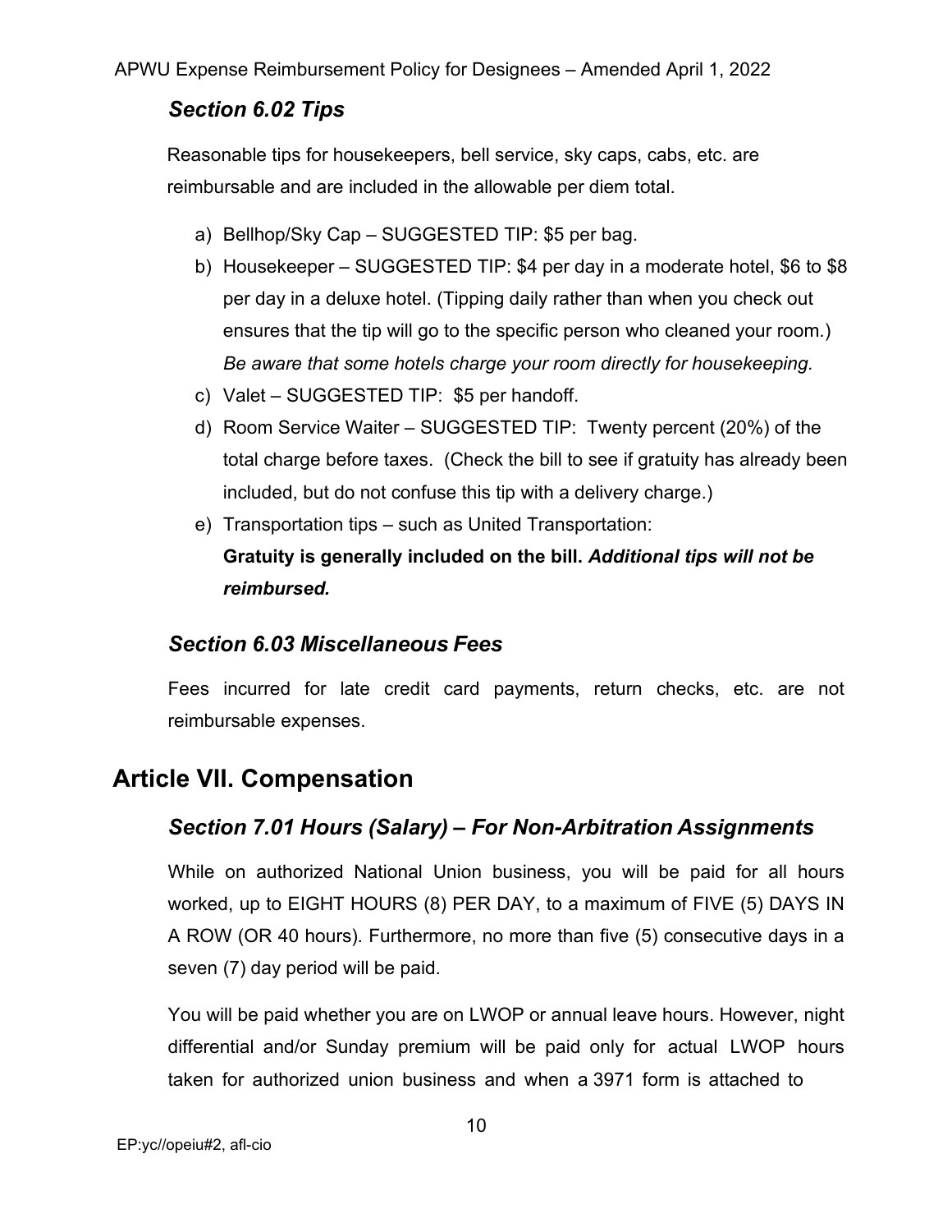### *Section 6.02 Tips*

Reasonable tips for housekeepers, bell service, sky caps, cabs, etc. are reimbursable and are included in the allowable per diem total.

a) Bellhop/Sky Cap – SUGGESTED TIP: $5 per bag.
b) Housekeeper – SUGGESTED TIP: $4 per day in a moderate hotel, $6 to $8 per day in a deluxe hotel. (Tipping daily rather than when you check out ensures that the tip will go to the specific person who cleaned your room.) *Be aware that some hotels charge your room directly for housekeeping.*
c) Valet – SUGGESTED TIP: $5 per handoff.
d) Room Service Waiter – SUGGESTED TIP: Twenty percent (20%) of the total charge before taxes. (Check the bill to see if gratuity has already been included, but do not confuse this tip with a delivery charge.)
e) Transportation tips – such as United Transportation: **Gratuity is generally included on the bill.** ***Additional tips will not be reimbursed.***

### *Section 6.03 Miscellaneous Fees*

Fees incurred for late credit card payments, return checks, etc. are not reimbursable expenses.

## Article VII. Compensation

### *Section 7.01 Hours (Salary) – For Non-Arbitration Assignments*

While on authorized National Union business, you will be paid for all hours worked, up to EIGHT HOURS (8) PER DAY, to a maximum of FIVE (5) DAYS IN A ROW (OR 40 hours). Furthermore, no more than five (5) consecutive days in a seven (7) day period will be paid.

You will be paid whether you are on LWOP or annual leave hours. However, night differential and/or Sunday premium will be paid only for actual LWOP hours taken for authorized union business and when a 3971 form is attached to

EP:yc//opeiu#2, afl-cio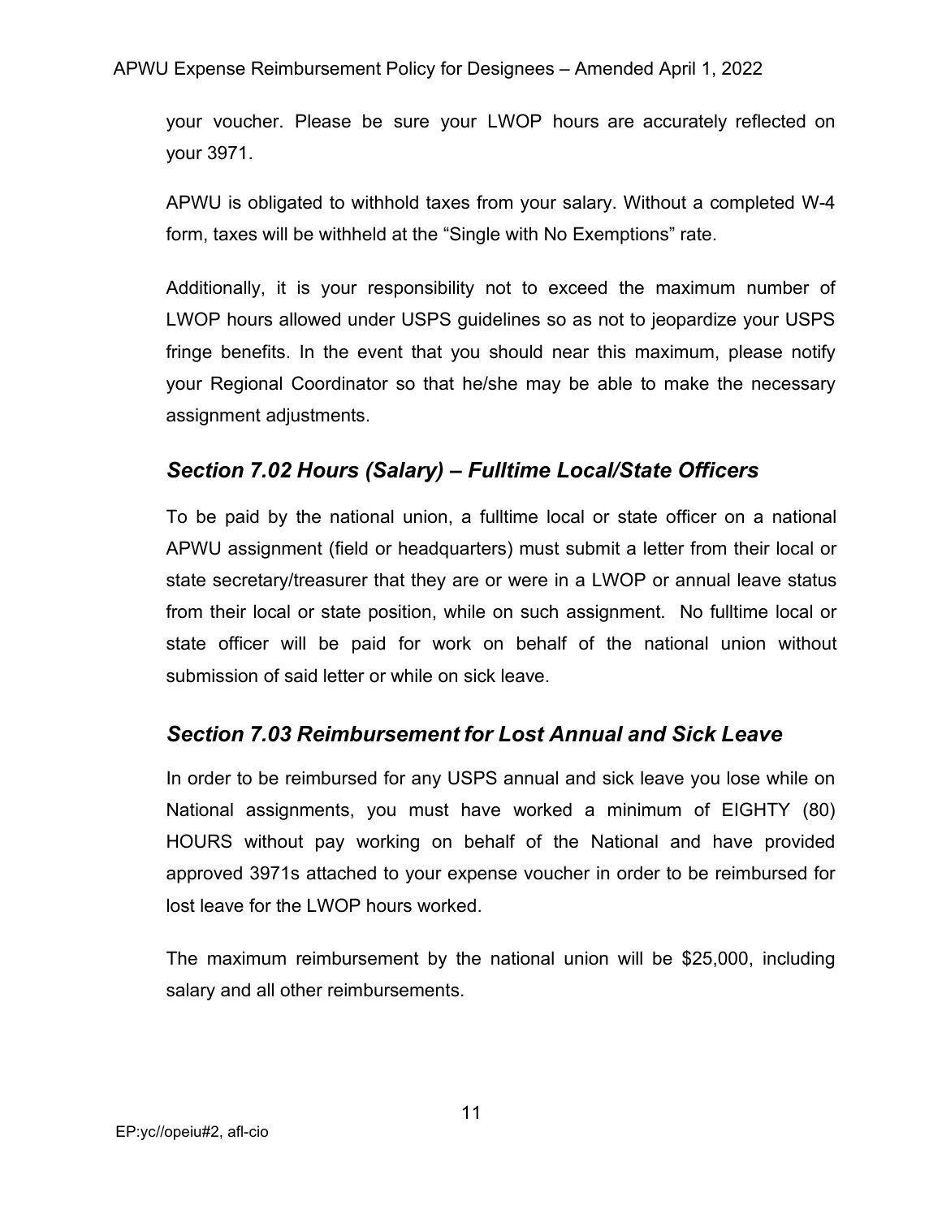your voucher. Please be sure your LWOP hours are accurately reflected on your 3971.

APWU is obligated to withhold taxes from your salary. Without a completed W-4 form, taxes will be withheld at the "Single with No Exemptions" rate.

Additionally, it is your responsibility not to exceed the maximum number of LWOP hours allowed under USPS guidelines so as not to jeopardize your USPS fringe benefits. In the event that you should near this maximum, please notify your Regional Coordinator so that he/she may be able to make the necessary assignment adjustments.

## *Section 7.02 Hours (Salary) – Fulltime Local/State Officers*

To be paid by the national union, a fulltime local or state officer on a national APWU assignment (field or headquarters) must submit a letter from their local or state secretary/treasurer that they are or were in a LWOP or annual leave status from their local or state position, while on such assignment. No fulltime local or state officer will be paid for work on behalf of the national union without submission of said letter or while on sick leave.

## *Section 7.03 Reimbursement for Lost Annual and Sick Leave*

In order to be reimbursed for any USPS annual and sick leave you lose while on National assignments, you must have worked a minimum of EIGHTY (80) HOURS without pay working on behalf of the National and have provided approved 3971s attached to your expense voucher in order to be reimbursed for lost leave for the LWOP hours worked.

The maximum reimbursement by the national union will be $25,000, including salary and all other reimbursements.

EP:yc//opeiu#2, afl-cio